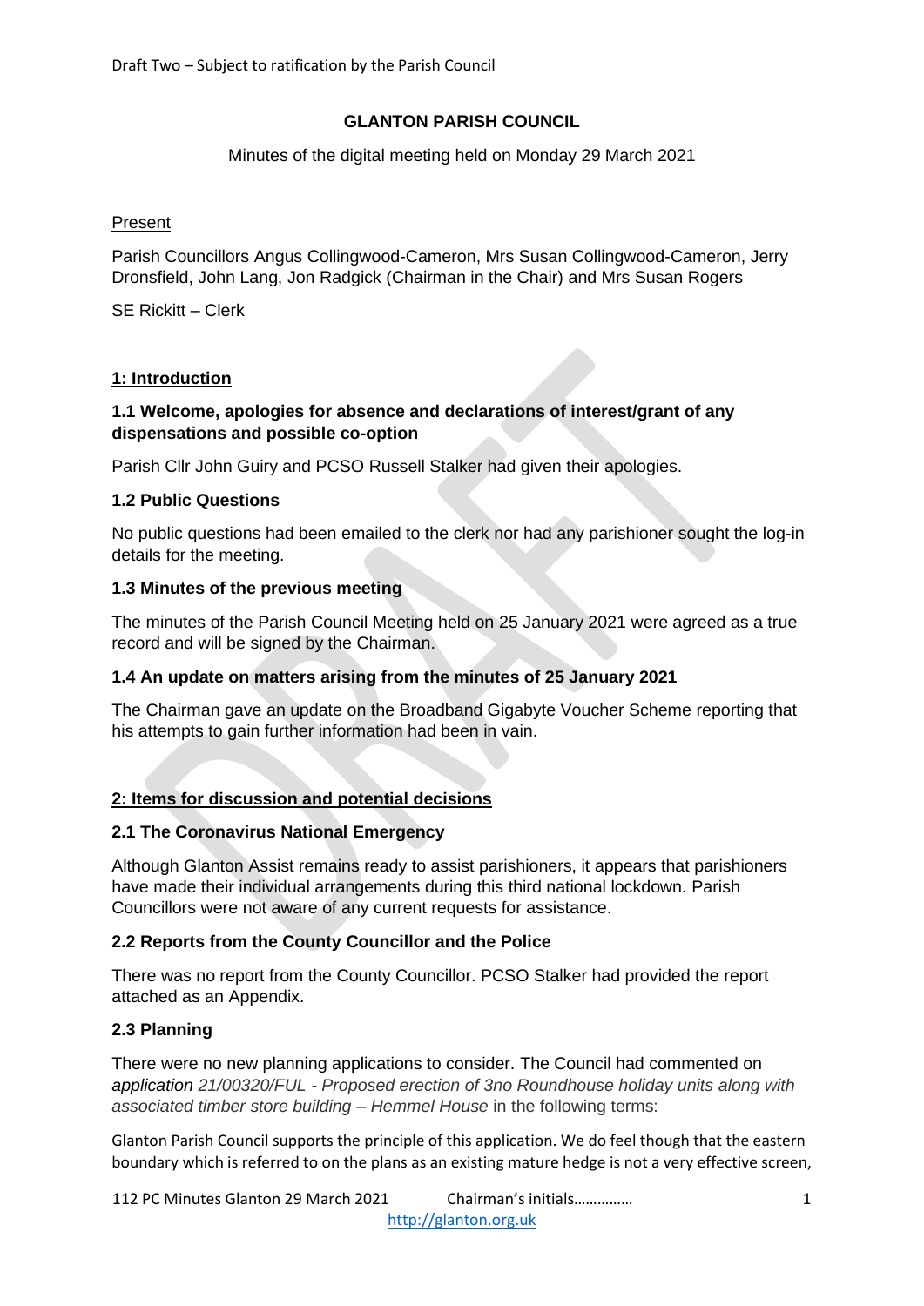Draft Two – Subject to ratification by the Parish Council

# GLANTON PARISH COUNCIL

Minutes of the digital meeting held on Monday 29 March 2021

Present

Parish Councillors Angus Collingwood-Cameron, Mrs Susan Collingwood-Cameron, Jerry Dronsfield, John Lang, Jon Radgick (Chairman in the Chair) and Mrs Susan Rogers

SE Rickitt – Clerk

## 1: Introduction

### 1.1 Welcome, apologies for absence and declarations of interest/grant of any dispensations and possible co-option

Parish Cllr John Guiry and PCSO Russell Stalker had given their apologies.

### 1.2 Public Questions

No public questions had been emailed to the clerk nor had any parishioner sought the log-in details for the meeting.

### 1.3 Minutes of the previous meeting

The minutes of the Parish Council Meeting held on 25 January 2021 were agreed as a true record and will be signed by the Chairman.

### 1.4 An update on matters arising from the minutes of 25 January 2021

The Chairman gave an update on the Broadband Gigabyte Voucher Scheme reporting that his attempts to gain further information had been in vain.

## 2: Items for discussion and potential decisions

### 2.1 The Coronavirus National Emergency

Although Glanton Assist remains ready to assist parishioners, it appears that parishioners have made their individual arrangements during this third national lockdown. Parish Councillors were not aware of any current requests for assistance.

### 2.2 Reports from the County Councillor and the Police

There was no report from the County Councillor. PCSO Stalker had provided the report attached as an Appendix.

### 2.3 Planning

There were no new planning applications to consider. The Council had commented on *application 21/00320/FUL - Proposed erection of 3no Roundhouse holiday units along with associated timber store building – Hemmel House* in the following terms:

Glanton Parish Council supports the principle of this application. We do feel though that the eastern boundary which is referred to on the plans as an existing mature hedge is not a very effective screen,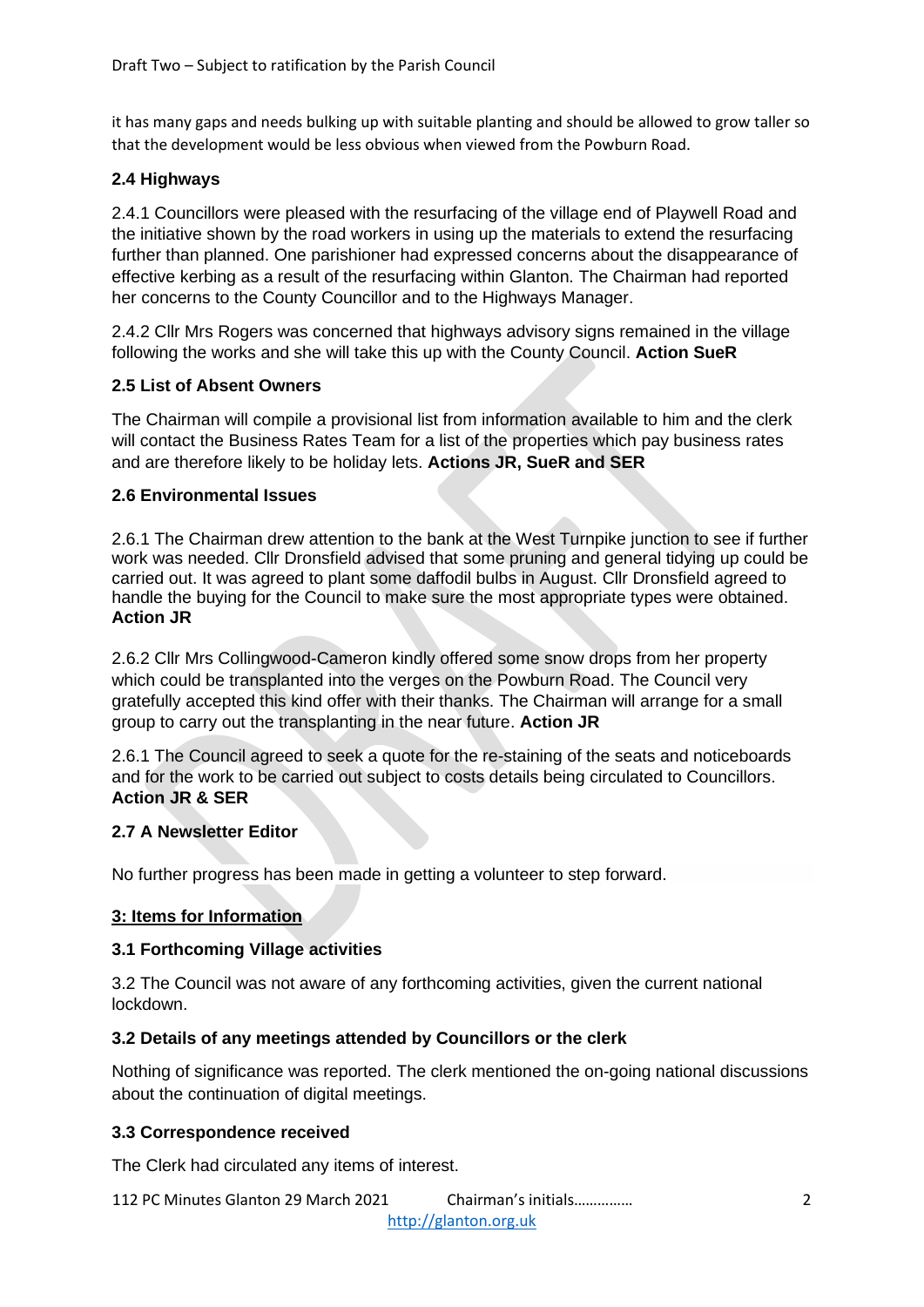it has many gaps and needs bulking up with suitable planting and should be allowed to grow taller so that the development would be less obvious when viewed from the Powburn Road.

### 2.4 Highways

2.4.1 Councillors were pleased with the resurfacing of the village end of Playwell Road and the initiative shown by the road workers in using up the materials to extend the resurfacing further than planned. One parishioner had expressed concerns about the disappearance of effective kerbing as a result of the resurfacing within Glanton. The Chairman had reported her concerns to the County Councillor and to the Highways Manager.

2.4.2 Cllr Mrs Rogers was concerned that highways advisory signs remained in the village following the works and she will take this up with the County Council. **Action SueR**

### 2.5 List of Absent Owners

The Chairman will compile a provisional list from information available to him and the clerk will contact the Business Rates Team for a list of the properties which pay business rates and are therefore likely to be holiday lets. **Actions JR, SueR and SER**

### 2.6 Environmental Issues

2.6.1 The Chairman drew attention to the bank at the West Turnpike junction to see if further work was needed. Cllr Dronsfield advised that some pruning and general tidying up could be carried out. It was agreed to plant some daffodil bulbs in August. Cllr Dronsfield agreed to handle the buying for the Council to make sure the most appropriate types were obtained. **Action JR**

2.6.2 Cllr Mrs Collingwood-Cameron kindly offered some snow drops from her property which could be transplanted into the verges on the Powburn Road. The Council very gratefully accepted this kind offer with their thanks. The Chairman will arrange for a small group to carry out the transplanting in the near future. **Action JR**

2.6.1 The Council agreed to seek a quote for the re-staining of the seats and noticeboards and for the work to be carried out subject to costs details being circulated to Councillors. **Action JR & SER**

### 2.7 A Newsletter Editor

No further progress has been made in getting a volunteer to step forward.

## 3: Items for Information

### 3.1 Forthcoming Village activities

3.2 The Council was not aware of any forthcoming activities, given the current national lockdown.

### 3.2 Details of any meetings attended by Councillors or the clerk

Nothing of significance was reported. The clerk mentioned the on-going national discussions about the continuation of digital meetings.

### 3.3 Correspondence received

The Clerk had circulated any items of interest.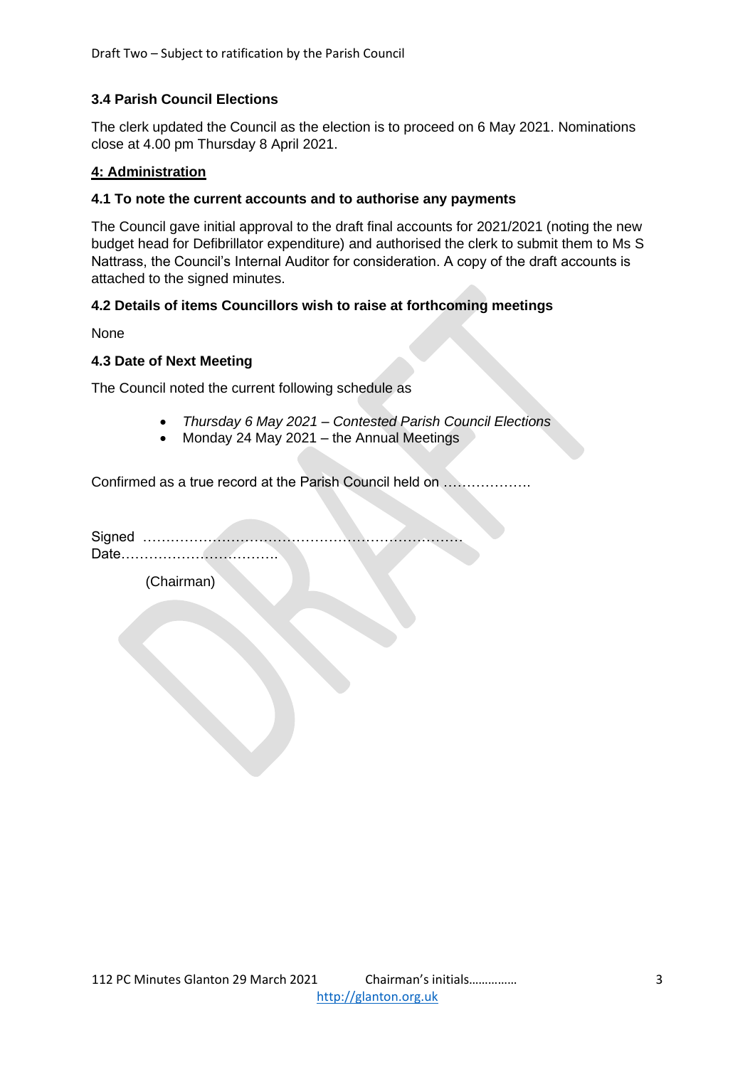### 3.4 Parish Council Elections

The clerk updated the Council as the election is to proceed on 6 May 2021. Nominations close at 4.00 pm Thursday 8 April 2021.

## 4: Administration

### 4.1 To note the current accounts and to authorise any payments

The Council gave initial approval to the draft final accounts for 2021/2021 (noting the new budget head for Defibrillator expenditure) and authorised the clerk to submit them to Ms S Nattrass, the Council's Internal Auditor for consideration. A copy of the draft accounts is attached to the signed minutes.

### 4.2 Details of items Councillors wish to raise at forthcoming meetings

None

### 4.3 Date of Next Meeting

The Council noted the current following schedule as

- *Thursday 6 May 2021 – Contested Parish Council Elections*
- Monday 24 May 2021 – the Annual Meetings

Confirmed as a true record at the Parish Council held on ……………….

Signed ……………………………………………………………
Date……………………………

(Chairman)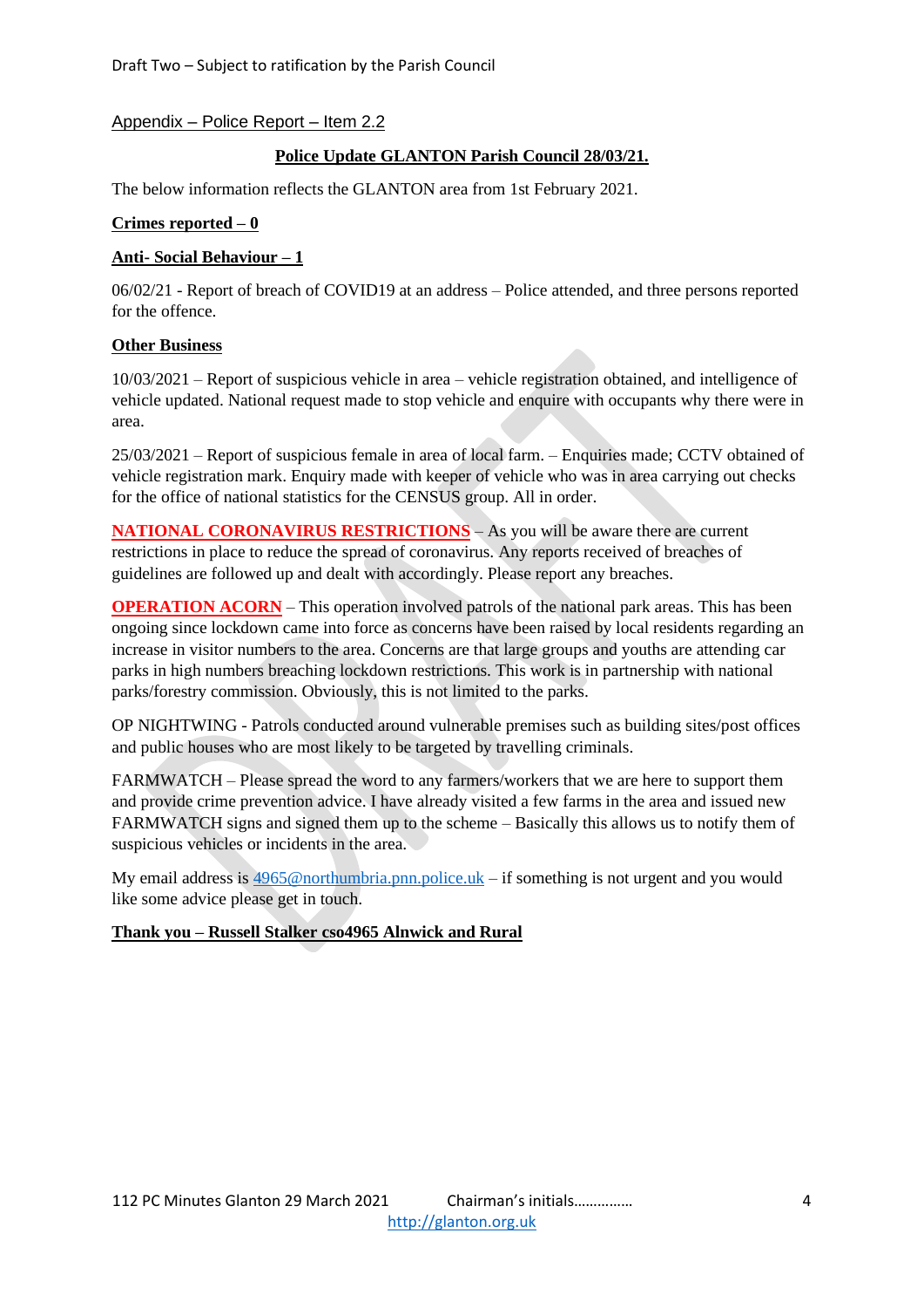Draft Two – Subject to ratification by the Parish Council

Appendix – Police Report – Item 2.2

**Police Update GLANTON Parish Council 28/03/21.**

The below information reflects the GLANTON area from 1st February 2021.

**Crimes reported – 0**

**Anti- Social Behaviour – 1**

06/02/21 - Report of breach of COVID19 at an address – Police attended, and three persons reported for the offence.

**Other Business**

10/03/2021 – Report of suspicious vehicle in area – vehicle registration obtained, and intelligence of vehicle updated. National request made to stop vehicle and enquire with occupants why there were in area.

25/03/2021 – Report of suspicious female in area of local farm. – Enquiries made; CCTV obtained of vehicle registration mark. Enquiry made with keeper of vehicle who was in area carrying out checks for the office of national statistics for the CENSUS group. All in order.

**NATIONAL CORONAVIRUS RESTRICTIONS** – As you will be aware there are current restrictions in place to reduce the spread of coronavirus. Any reports received of breaches of guidelines are followed up and dealt with accordingly. Please report any breaches.

**OPERATION ACORN** – This operation involved patrols of the national park areas. This has been ongoing since lockdown came into force as concerns have been raised by local residents regarding an increase in visitor numbers to the area. Concerns are that large groups and youths are attending car parks in high numbers breaching lockdown restrictions. This work is in partnership with national parks/forestry commission. Obviously, this is not limited to the parks.

OP NIGHTWING - Patrols conducted around vulnerable premises such as building sites/post offices and public houses who are most likely to be targeted by travelling criminals.

FARMWATCH – Please spread the word to any farmers/workers that we are here to support them and provide crime prevention advice. I have already visited a few farms in the area and issued new FARMWATCH signs and signed them up to the scheme – Basically this allows us to notify them of suspicious vehicles or incidents in the area.

My email address is 4965@northumbria.pnn.police.uk – if something is not urgent and you would like some advice please get in touch.

**Thank you – Russell Stalker cso4965 Alnwick and Rural**

112 PC Minutes Glanton 29 March 2021 Chairman's initials..............

http://glanton.org.uk